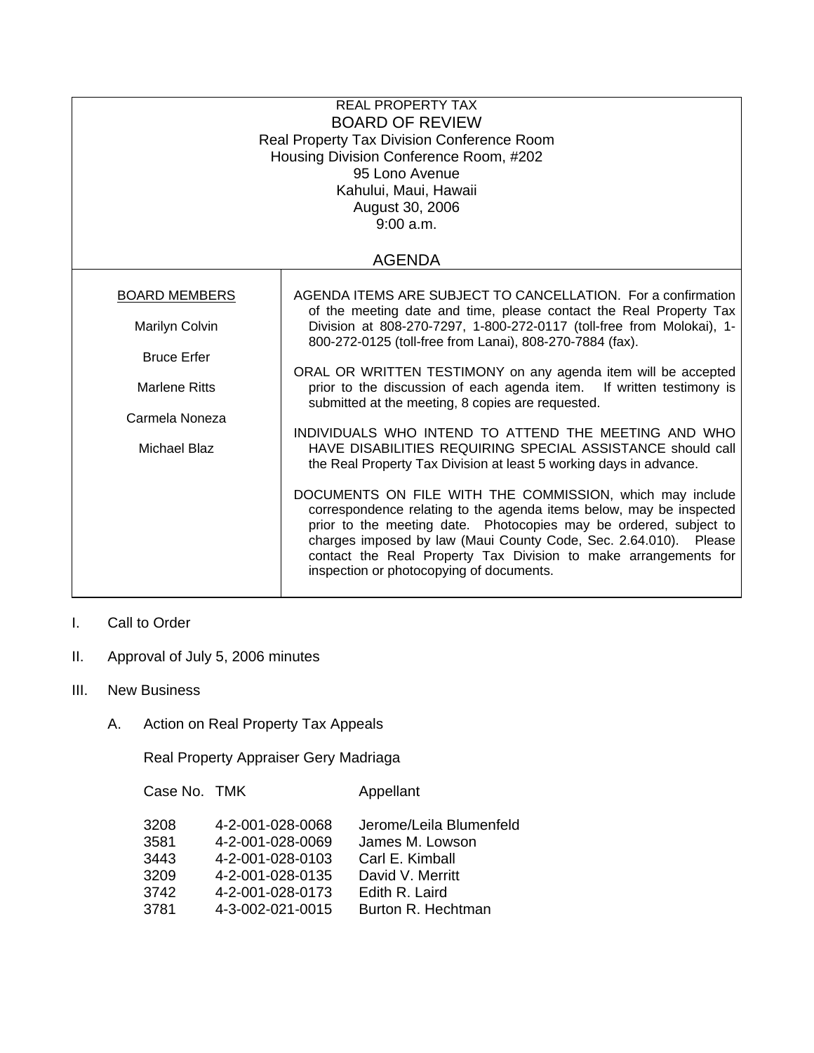REAL PROPERTY TAX

# BOARD OF REVIEW

Real Property Tax Division Conference Room
Housing Division Conference Room, #202
95 Lono Avenue
Kahului, Maui, Hawaii
August 30, 2006
9:00 a.m.

## AGENDA

**BOARD MEMBERS**

Marilyn Colvin

Bruce Erfer

Marlene Ritts

Carmela Noneza

Michael Blaz

AGENDA ITEMS ARE SUBJECT TO CANCELLATION. For a confirmation of the meeting date and time, please contact the Real Property Tax Division at 808-270-7297, 1-800-272-0117 (toll-free from Molokai), 1-800-272-0125 (toll-free from Lanai), 808-270-7884 (fax).

ORAL OR WRITTEN TESTIMONY on any agenda item will be accepted prior to the discussion of each agenda item. If written testimony is submitted at the meeting, 8 copies are requested.

INDIVIDUALS WHO INTEND TO ATTEND THE MEETING AND WHO HAVE DISABILITIES REQUIRING SPECIAL ASSISTANCE should call the Real Property Tax Division at least 5 working days in advance.

DOCUMENTS ON FILE WITH THE COMMISSION, which may include correspondence relating to the agenda items below, may be inspected prior to the meeting date. Photocopies may be ordered, subject to charges imposed by law (Maui County Code, Sec. 2.64.010). Please contact the Real Property Tax Division to make arrangements for inspection or photocopying of documents.

I. Call to Order

II. Approval of July 5, 2006 minutes

III. New Business

A. Action on Real Property Tax Appeals

Real Property Appraiser Gery Madriaga

| Case No. | TMK | Appellant |
|---|---|---|
| 3208 | 4-2-001-028-0068 | Jerome/Leila Blumenfeld |
| 3581 | 4-2-001-028-0069 | James M. Lowson |
| 3443 | 4-2-001-028-0103 | Carl E. Kimball |
| 3209 | 4-2-001-028-0135 | David V. Merritt |
| 3742 | 4-2-001-028-0173 | Edith R. Laird |
| 3781 | 4-3-002-021-0015 | Burton R. Hechtman |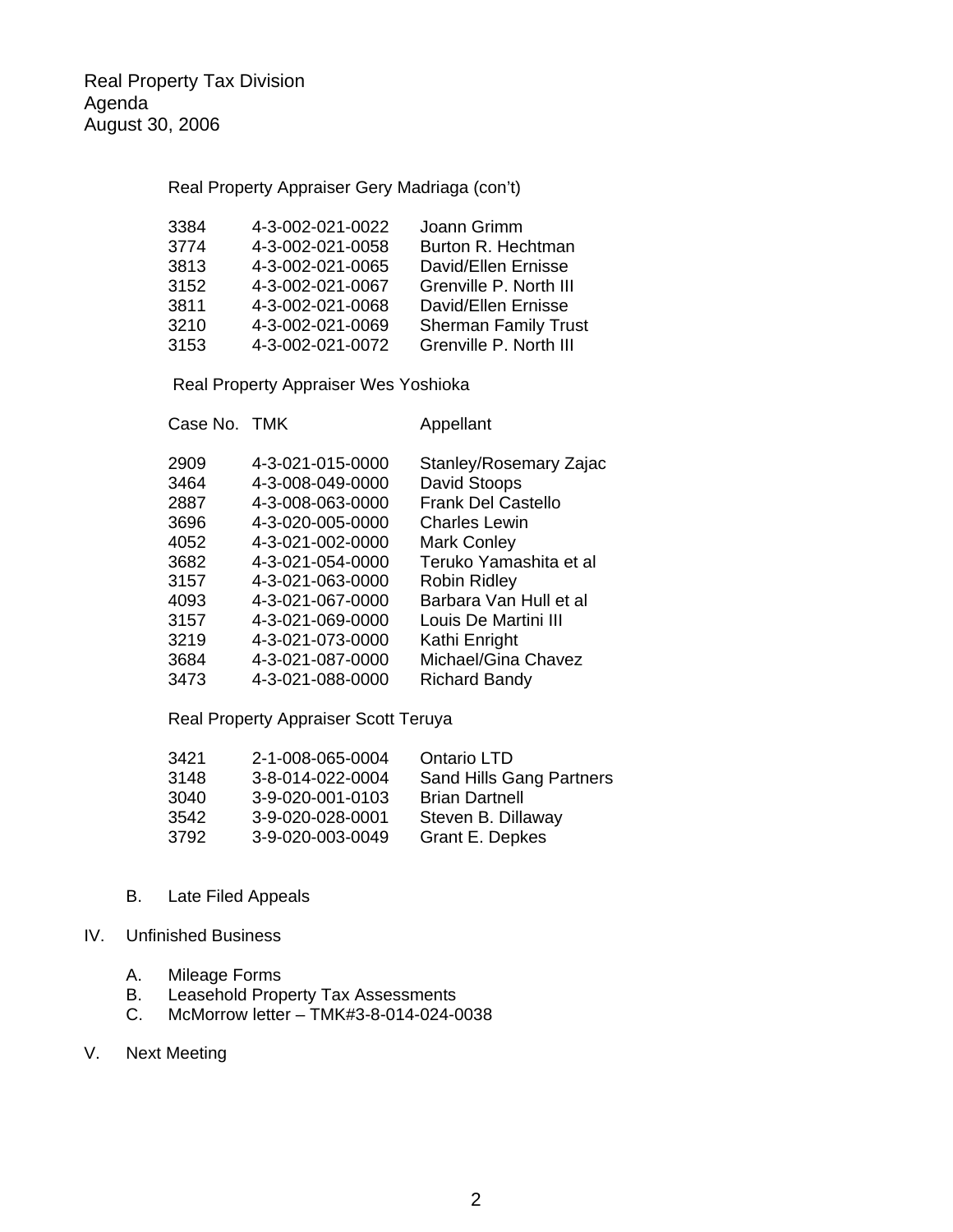Real Property Tax Division
Agenda
August 30, 2006

Real Property Appraiser Gery Madriaga (con't)

| | | |
|---|---|---|
| 3384 | 4-3-002-021-0022 | Joann Grimm |
| 3774 | 4-3-002-021-0058 | Burton R. Hechtman |
| 3813 | 4-3-002-021-0065 | David/Ellen Ernisse |
| 3152 | 4-3-002-021-0067 | Grenville P. North III |
| 3811 | 4-3-002-021-0068 | David/Ellen Ernisse |
| 3210 | 4-3-002-021-0069 | Sherman Family Trust |
| 3153 | 4-3-002-021-0072 | Grenville P. North III |

Real Property Appraiser Wes Yoshioka

| Case No. | TMK | Appellant |
|---|---|---|
| 2909 | 4-3-021-015-0000 | Stanley/Rosemary Zajac |
| 3464 | 4-3-008-049-0000 | David Stoops |
| 2887 | 4-3-008-063-0000 | Frank Del Castello |
| 3696 | 4-3-020-005-0000 | Charles Lewin |
| 4052 | 4-3-021-002-0000 | Mark Conley |
| 3682 | 4-3-021-054-0000 | Teruko Yamashita et al |
| 3157 | 4-3-021-063-0000 | Robin Ridley |
| 4093 | 4-3-021-067-0000 | Barbara Van Hull et al |
| 3157 | 4-3-021-069-0000 | Louis De Martini III |
| 3219 | 4-3-021-073-0000 | Kathi Enright |
| 3684 | 4-3-021-087-0000 | Michael/Gina Chavez |
| 3473 | 4-3-021-088-0000 | Richard Bandy |

Real Property Appraiser Scott Teruya

| | | |
|---|---|---|
| 3421 | 2-1-008-065-0004 | Ontario LTD |
| 3148 | 3-8-014-022-0004 | Sand Hills Gang Partners |
| 3040 | 3-9-020-001-0103 | Brian Dartnell |
| 3542 | 3-9-020-028-0001 | Steven B. Dillaway |
| 3792 | 3-9-020-003-0049 | Grant E. Depkes |

B. Late Filed Appeals

IV. Unfinished Business

A. Mileage Forms
B. Leasehold Property Tax Assessments
C. McMorrow letter – TMK#3-8-014-024-0038

V. Next Meeting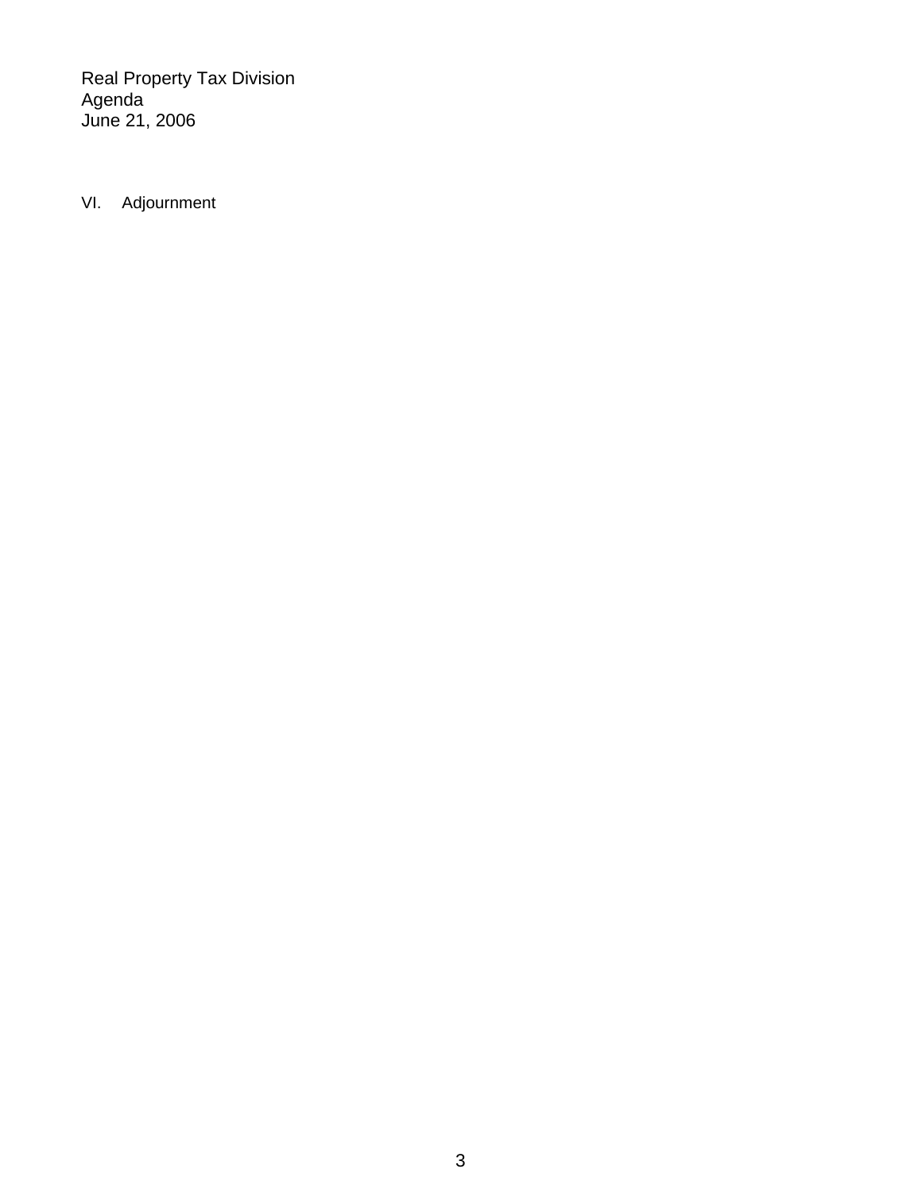VI. Adjournment